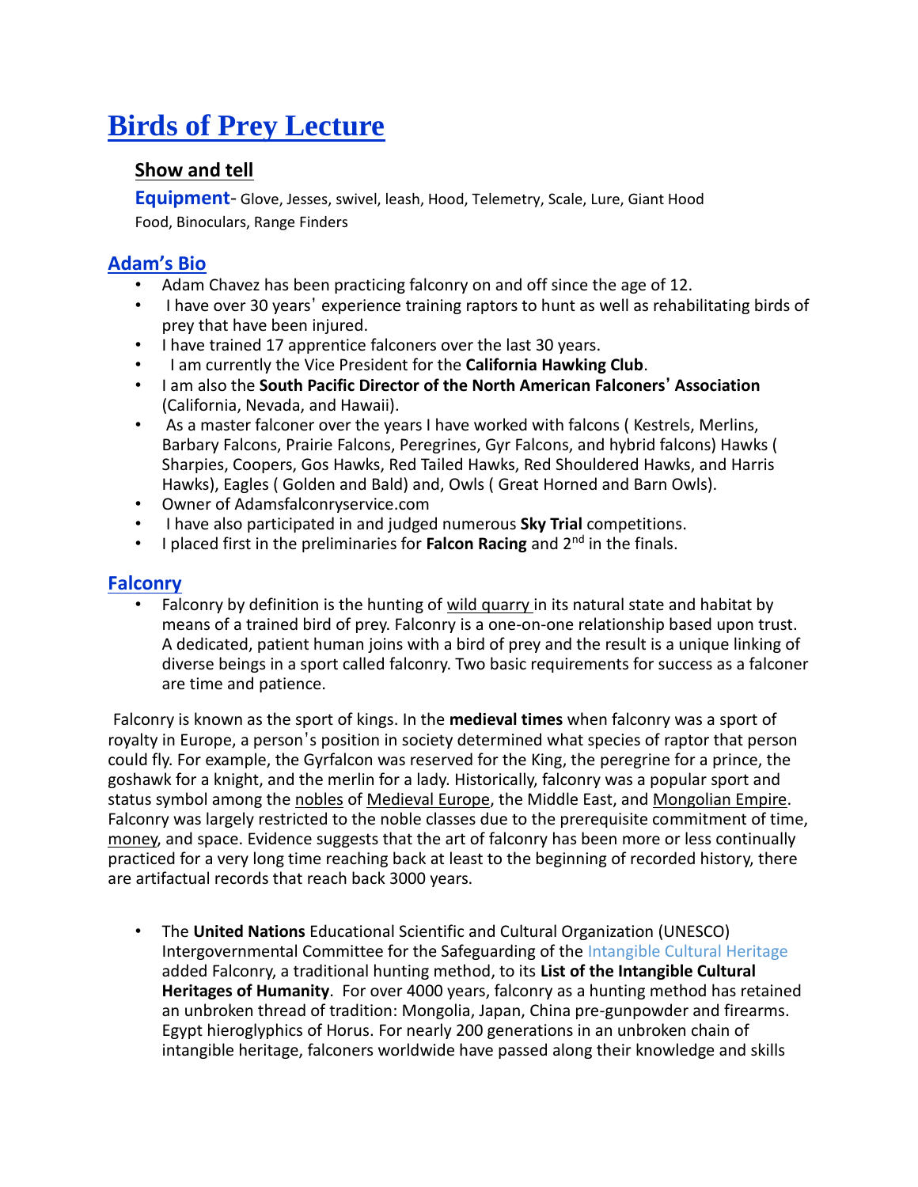# Birds of Prey Lecture

## Show and tell

**Equipment**- Glove, Jesses, swivel, leash, Hood, Telemetry, Scale, Lure, Giant Hood Food, Binoculars, Range Finders

## Adam's Bio

- Adam Chavez has been practicing falconry on and off since the age of 12.
- I have over 30 years' experience training raptors to hunt as well as rehabilitating birds of prey that have been injured.
- I have trained 17 apprentice falconers over the last 30 years.
- I am currently the Vice President for the **California Hawking Club**.
- I am also the **South Pacific Director of the North American Falconers' Association** (California, Nevada, and Hawaii).
- As a master falconer over the years I have worked with falcons ( Kestrels, Merlins, Barbary Falcons, Prairie Falcons, Peregrines, Gyr Falcons, and hybrid falcons) Hawks ( Sharpies, Coopers, Gos Hawks, Red Tailed Hawks, Red Shouldered Hawks, and Harris Hawks), Eagles ( Golden and Bald) and, Owls ( Great Horned and Barn Owls).
- Owner of Adamsfalconryservice.com
- I have also participated in and judged numerous **Sky Trial** competitions.
- I placed first in the preliminaries for **Falcon Racing** and 2nd in the finals.

## Falconry

- Falconry by definition is the hunting of wild quarry in its natural state and habitat by means of a trained bird of prey. Falconry is a one-on-one relationship based upon trust. A dedicated, patient human joins with a bird of prey and the result is a unique linking of diverse beings in a sport called falconry. Two basic requirements for success as a falconer are time and patience.

Falconry is known as the sport of kings. In the **medieval times** when falconry was a sport of royalty in Europe, a person's position in society determined what species of raptor that person could fly. For example, the Gyrfalcon was reserved for the King, the peregrine for a prince, the goshawk for a knight, and the merlin for a lady. Historically, falconry was a popular sport and status symbol among the nobles of Medieval Europe, the Middle East, and Mongolian Empire. Falconry was largely restricted to the noble classes due to the prerequisite commitment of time, money, and space. Evidence suggests that the art of falconry has been more or less continually practiced for a very long time reaching back at least to the beginning of recorded history, there are artifactual records that reach back 3000 years.

- The **United Nations** Educational Scientific and Cultural Organization (UNESCO) Intergovernmental Committee for the Safeguarding of the Intangible Cultural Heritage added Falconry, a traditional hunting method, to its **List of the Intangible Cultural Heritages of Humanity**. For over 4000 years, falconry as a hunting method has retained an unbroken thread of tradition: Mongolia, Japan, China pre-gunpowder and firearms. Egypt hieroglyphics of Horus. For nearly 200 generations in an unbroken chain of intangible heritage, falconers worldwide have passed along their knowledge and skills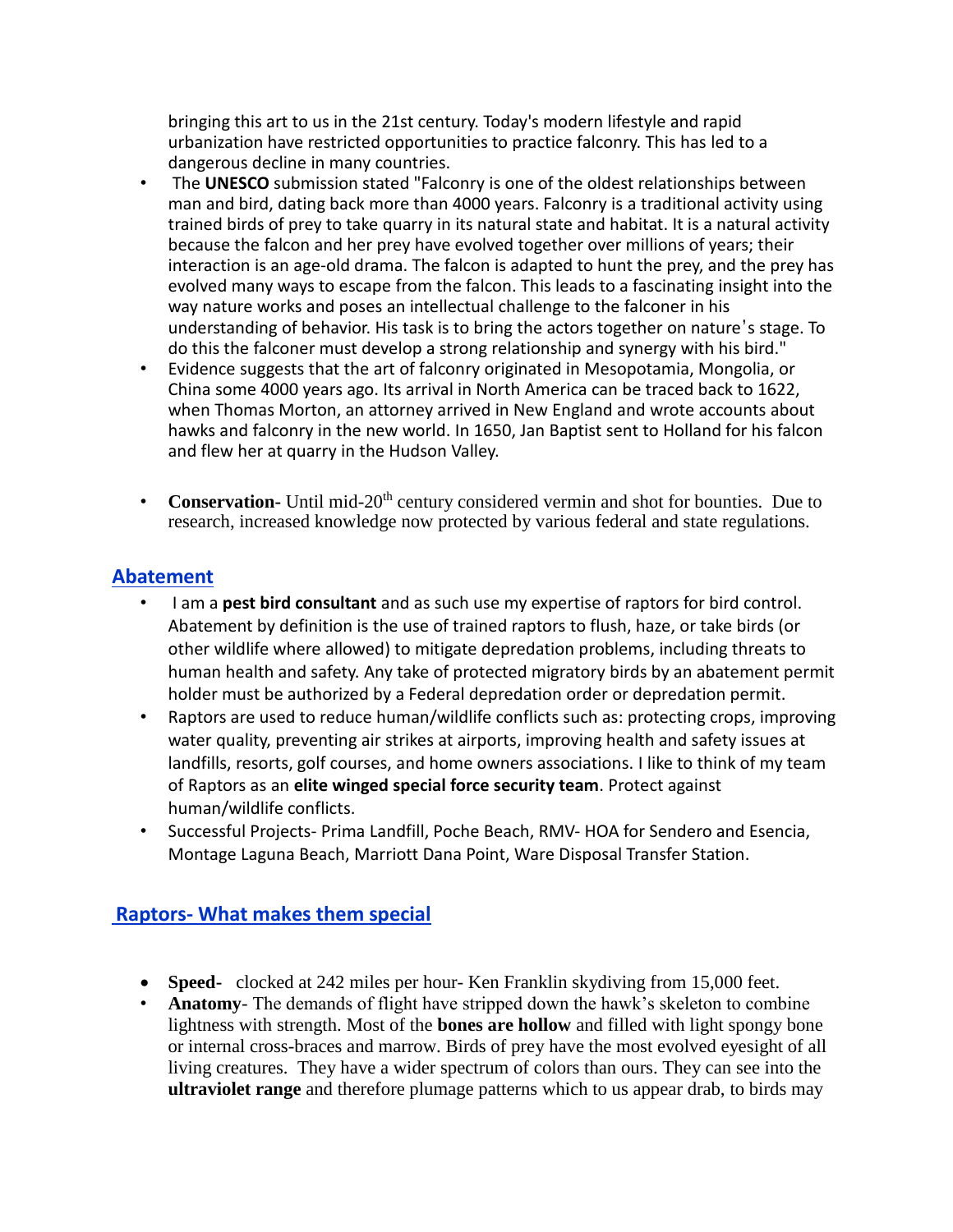bringing this art to us in the 21st century. Today's modern lifestyle and rapid urbanization have restricted opportunities to practice falconry. This has led to a dangerous decline in many countries.

- The **UNESCO** submission stated "Falconry is one of the oldest relationships between man and bird, dating back more than 4000 years. Falconry is a traditional activity using trained birds of prey to take quarry in its natural state and habitat. It is a natural activity because the falcon and her prey have evolved together over millions of years; their interaction is an age-old drama. The falcon is adapted to hunt the prey, and the prey has evolved many ways to escape from the falcon. This leads to a fascinating insight into the way nature works and poses an intellectual challenge to the falconer in his understanding of behavior. His task is to bring the actors together on nature's stage. To do this the falconer must develop a strong relationship and synergy with his bird."
- Evidence suggests that the art of falconry originated in Mesopotamia, Mongolia, or China some 4000 years ago. Its arrival in North America can be traced back to 1622, when Thomas Morton, an attorney arrived in New England and wrote accounts about hawks and falconry in the new world. In 1650, Jan Baptist sent to Holland for his falcon and flew her at quarry in the Hudson Valley.
- **Conservation-** Until mid-20th century considered vermin and shot for bounties. Due to research, increased knowledge now protected by various federal and state regulations.

## Abatement

- I am a **pest bird consultant** and as such use my expertise of raptors for bird control. Abatement by definition is the use of trained raptors to flush, haze, or take birds (or other wildlife where allowed) to mitigate depredation problems, including threats to human health and safety. Any take of protected migratory birds by an abatement permit holder must be authorized by a Federal depredation order or depredation permit.
- Raptors are used to reduce human/wildlife conflicts such as: protecting crops, improving water quality, preventing air strikes at airports, improving health and safety issues at landfills, resorts, golf courses, and home owners associations. I like to think of my team of Raptors as an **elite winged special force security team**. Protect against human/wildlife conflicts.
- Successful Projects- Prima Landfill, Poche Beach, RMV- HOA for Sendero and Esencia, Montage Laguna Beach, Marriott Dana Point, Ware Disposal Transfer Station.

## Raptors- What makes them special

- **Speed-** clocked at 242 miles per hour- Ken Franklin skydiving from 15,000 feet.
- **Anatomy**- The demands of flight have stripped down the hawk's skeleton to combine lightness with strength. Most of the **bones are hollow** and filled with light spongy bone or internal cross-braces and marrow. Birds of prey have the most evolved eyesight of all living creatures. They have a wider spectrum of colors than ours. They can see into the **ultraviolet range** and therefore plumage patterns which to us appear drab, to birds may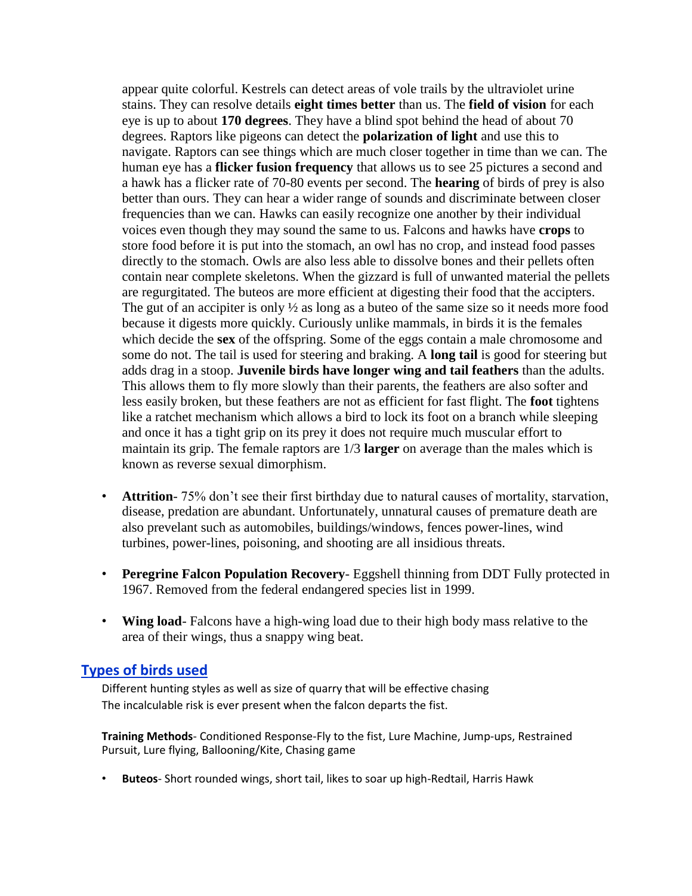appear quite colorful. Kestrels can detect areas of vole trails by the ultraviolet urine stains. They can resolve details **eight times better** than us. The **field of vision** for each eye is up to about **170 degrees**. They have a blind spot behind the head of about 70 degrees. Raptors like pigeons can detect the **polarization of light** and use this to navigate. Raptors can see things which are much closer together in time than we can. The human eye has a **flicker fusion frequency** that allows us to see 25 pictures a second and a hawk has a flicker rate of 70-80 events per second. The **hearing** of birds of prey is also better than ours. They can hear a wider range of sounds and discriminate between closer frequencies than we can. Hawks can easily recognize one another by their individual voices even though they may sound the same to us. Falcons and hawks have **crops** to store food before it is put into the stomach, an owl has no crop, and instead food passes directly to the stomach. Owls are also less able to dissolve bones and their pellets often contain near complete skeletons. When the gizzard is full of unwanted material the pellets are regurgitated. The buteos are more efficient at digesting their food that the accipters. The gut of an accipiter is only ½ as long as a buteo of the same size so it needs more food because it digests more quickly. Curiously unlike mammals, in birds it is the females which decide the **sex** of the offspring. Some of the eggs contain a male chromosome and some do not. The tail is used for steering and braking. A **long tail** is good for steering but adds drag in a stoop. **Juvenile birds have longer wing and tail feathers** than the adults. This allows them to fly more slowly than their parents, the feathers are also softer and less easily broken, but these feathers are not as efficient for fast flight. The **foot** tightens like a ratchet mechanism which allows a bird to lock its foot on a branch while sleeping and once it has a tight grip on its prey it does not require much muscular effort to maintain its grip. The female raptors are 1/3 **larger** on average than the males which is known as reverse sexual dimorphism.

- **Attrition**- 75% don't see their first birthday due to natural causes of mortality, starvation, disease, predation are abundant. Unfortunately, unnatural causes of premature death are also prevelant such as automobiles, buildings/windows, fences power-lines, wind turbines, power-lines, poisoning, and shooting are all insidious threats.

- **Peregrine Falcon Population Recovery**- Eggshell thinning from DDT Fully protected in 1967. Removed from the federal endangered species list in 1999.

- **Wing load**- Falcons have a high-wing load due to their high body mass relative to the area of their wings, thus a snappy wing beat.

## Types of birds used

Different hunting styles as well as size of quarry that will be effective chasing
The incalculable risk is ever present when the falcon departs the fist.

**Training Methods**- Conditioned Response-Fly to the fist, Lure Machine, Jump-ups, Restrained Pursuit, Lure flying, Ballooning/Kite, Chasing game

- **Buteos**- Short rounded wings, short tail, likes to soar up high-Redtail, Harris Hawk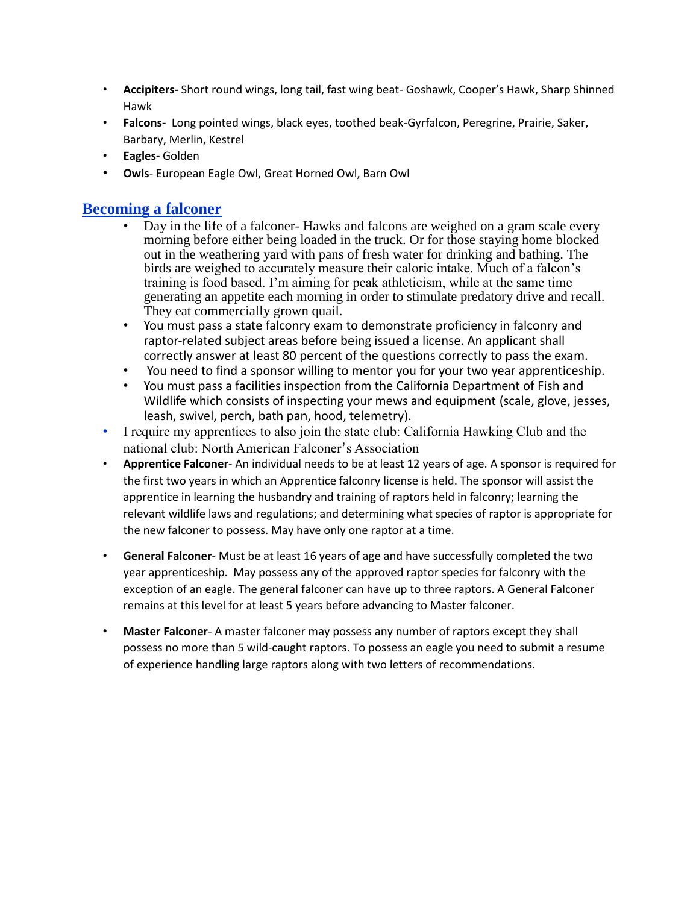- **Accipiters-** Short round wings, long tail, fast wing beat- Goshawk, Cooper's Hawk, Sharp Shinned Hawk
- **Falcons-** Long pointed wings, black eyes, toothed beak-Gyrfalcon, Peregrine, Prairie, Saker, Barbary, Merlin, Kestrel
- **Eagles-** Golden
- **Owls**- European Eagle Owl, Great Horned Owl, Barn Owl

## Becoming a falconer

- Day in the life of a falconer- Hawks and falcons are weighed on a gram scale every morning before either being loaded in the truck. Or for those staying home blocked out in the weathering yard with pans of fresh water for drinking and bathing. The birds are weighed to accurately measure their caloric intake. Much of a falcon's training is food based. I'm aiming for peak athleticism, while at the same time generating an appetite each morning in order to stimulate predatory drive and recall. They eat commercially grown quail.
- You must pass a state falconry exam to demonstrate proficiency in falconry and raptor-related subject areas before being issued a license. An applicant shall correctly answer at least 80 percent of the questions correctly to pass the exam.
- You need to find a sponsor willing to mentor you for your two year apprenticeship.
- You must pass a facilities inspection from the California Department of Fish and Wildlife which consists of inspecting your mews and equipment (scale, glove, jesses, leash, swivel, perch, bath pan, hood, telemetry).

- I require my apprentices to also join the state club: California Hawking Club and the national club: North American Falconer's Association
- **Apprentice Falconer**- An individual needs to be at least 12 years of age. A sponsor is required for the first two years in which an Apprentice falconry license is held. The sponsor will assist the apprentice in learning the husbandry and training of raptors held in falconry; learning the relevant wildlife laws and regulations; and determining what species of raptor is appropriate for the new falconer to possess. May have only one raptor at a time.
- **General Falconer**- Must be at least 16 years of age and have successfully completed the two year apprenticeship. May possess any of the approved raptor species for falconry with the exception of an eagle. The general falconer can have up to three raptors. A General Falconer remains at this level for at least 5 years before advancing to Master falconer.
- **Master Falconer**- A master falconer may possess any number of raptors except they shall possess no more than 5 wild-caught raptors. To possess an eagle you need to submit a resume of experience handling large raptors along with two letters of recommendations.